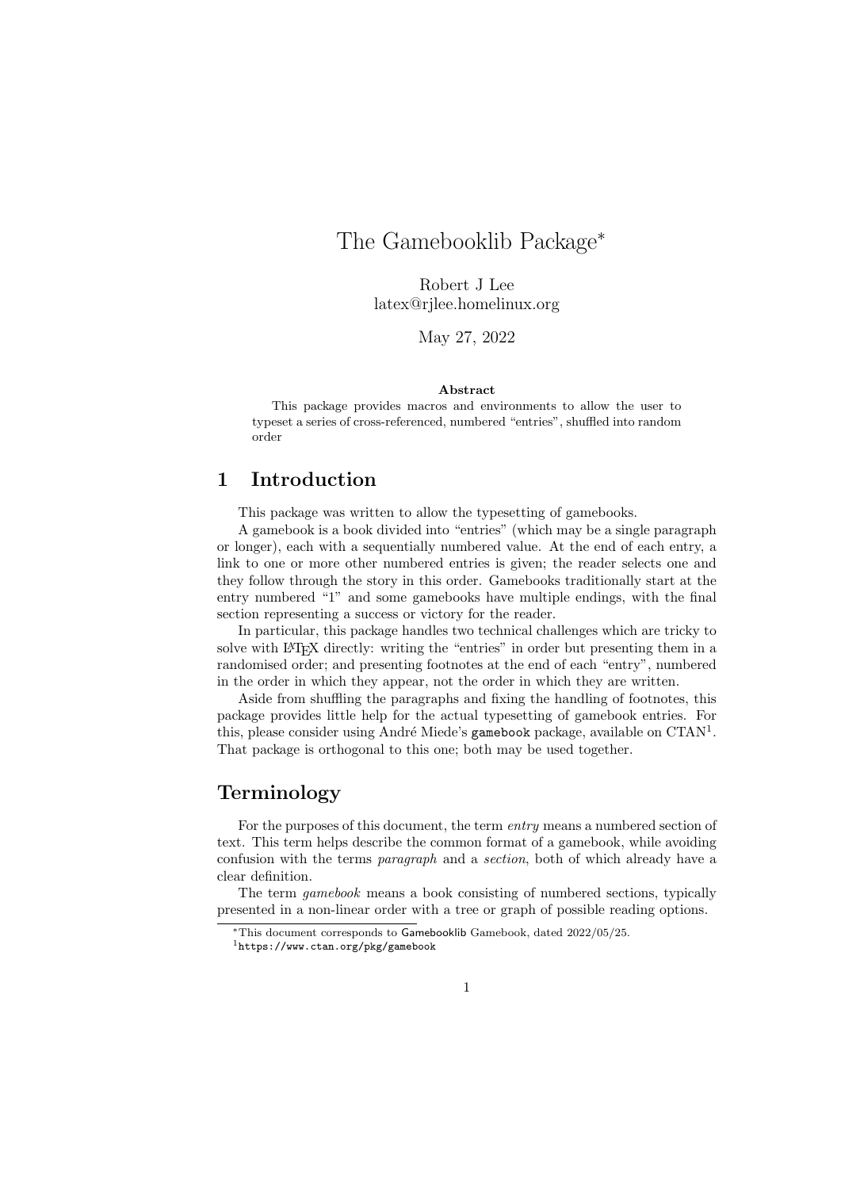# The Gamebooklib Package*

Robert J Lee
latex@rjlee.homelinux.org

May 27, 2022

**Abstract**

This package provides macros and environments to allow the user to typeset a series of cross-referenced, numbered "entries", shuffled into random order

## 1 Introduction

This package was written to allow the typesetting of gamebooks.

A gamebook is a book divided into "entries" (which may be a single paragraph or longer), each with a sequentially numbered value. At the end of each entry, a link to one or more other numbered entries is given; the reader selects one and they follow through the story in this order. Gamebooks traditionally start at the entry numbered "1" and some gamebooks have multiple endings, with the final section representing a success or victory for the reader.

In particular, this package handles two technical challenges which are tricky to solve with LaTeX directly: writing the "entries" in order but presenting them in a randomised order; and presenting footnotes at the end of each "entry", numbered in the order in which they appear, not the order in which they are written.

Aside from shuffling the paragraphs and fixing the handling of footnotes, this package provides little help for the actual typesetting of gamebook entries. For this, please consider using André Miede's `gamebook` package, available on CTAN[1]. That package is orthogonal to this one; both may be used together.

## Terminology

For the purposes of this document, the term *entry* means a numbered section of text. This term helps describe the common format of a gamebook, while avoiding confusion with the terms *paragraph* and a *section*, both of which already have a clear definition.

The term *gamebook* means a book consisting of numbered sections, typically presented in a non-linear order with a tree or graph of possible reading options.

*This document corresponds to Gamebooklib Gamebook, dated 2022/05/25.

[1] `https://www.ctan.org/pkg/gamebook`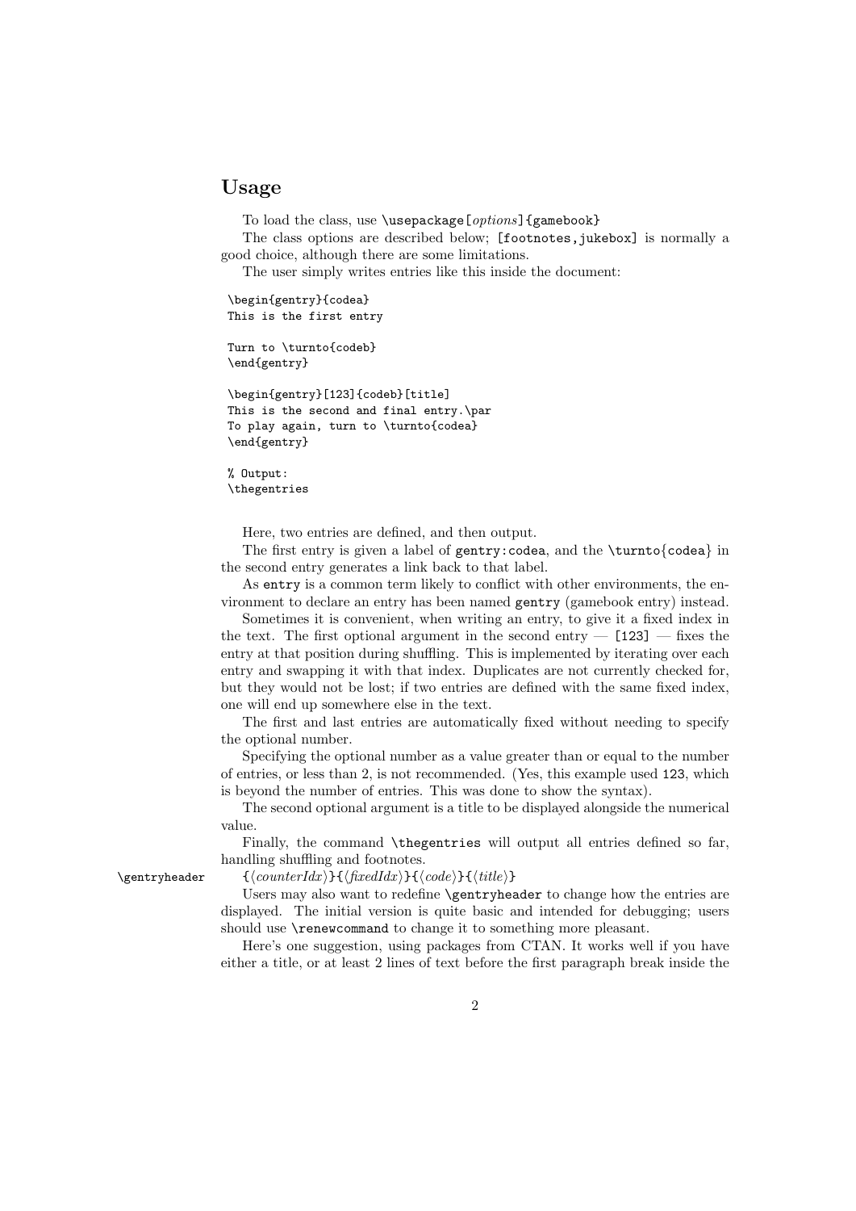## Usage

To load the class, use `\usepackage[`*options*`]{gamebook}`

The class options are described below; `[footnotes,jukebox]` is normally a good choice, although there are some limitations.

The user simply writes entries like this inside the document:

```
\begin{gentry}{codea}
This is the first entry

Turn to \turnto{codeb}
\end{gentry}

\begin{gentry}[123]{codeb}[title]
This is the second and final entry.\par
To play again, turn to \turnto{codea}
\end{gentry}

% Output:
\thegentries
```

Here, two entries are defined, and then output.

The first entry is given a label of `gentry:codea`, and the `\turnto`{`codea`} in the second entry generates a link back to that label.

As `entry` is a common term likely to conflict with other environments, the environment to declare an entry has been named `gentry` (gamebook entry) instead.

Sometimes it is convenient, when writing an entry, to give it a fixed index in the text. The first optional argument in the second entry — `[123]` — fixes the entry at that position during shuffling. This is implemented by iterating over each entry and swapping it with that index. Duplicates are not currently checked for, but they would not be lost; if two entries are defined with the same fixed index, one will end up somewhere else in the text.

The first and last entries are automatically fixed without needing to specify the optional number.

Specifying the optional number as a value greater than or equal to the number of entries, or less than 2, is not recommended. (Yes, this example used `123`, which is beyond the number of entries. This was done to show the syntax).

The second optional argument is a title to be displayed alongside the numerical value.

Finally, the command `\thegentries` will output all entries defined so far, handling shuffling and footnotes.

`\gentryheader` `{`⟨*counterIdx*⟩`}{`⟨*fixedIdx*⟩`}{`⟨*code*⟩`}{`⟨*title*⟩`}`

Users may also want to redefine `\gentryheader` to change how the entries are displayed. The initial version is quite basic and intended for debugging; users should use `\renewcommand` to change it to something more pleasant.

Here's one suggestion, using packages from CTAN. It works well if you have either a title, or at least 2 lines of text before the first paragraph break inside the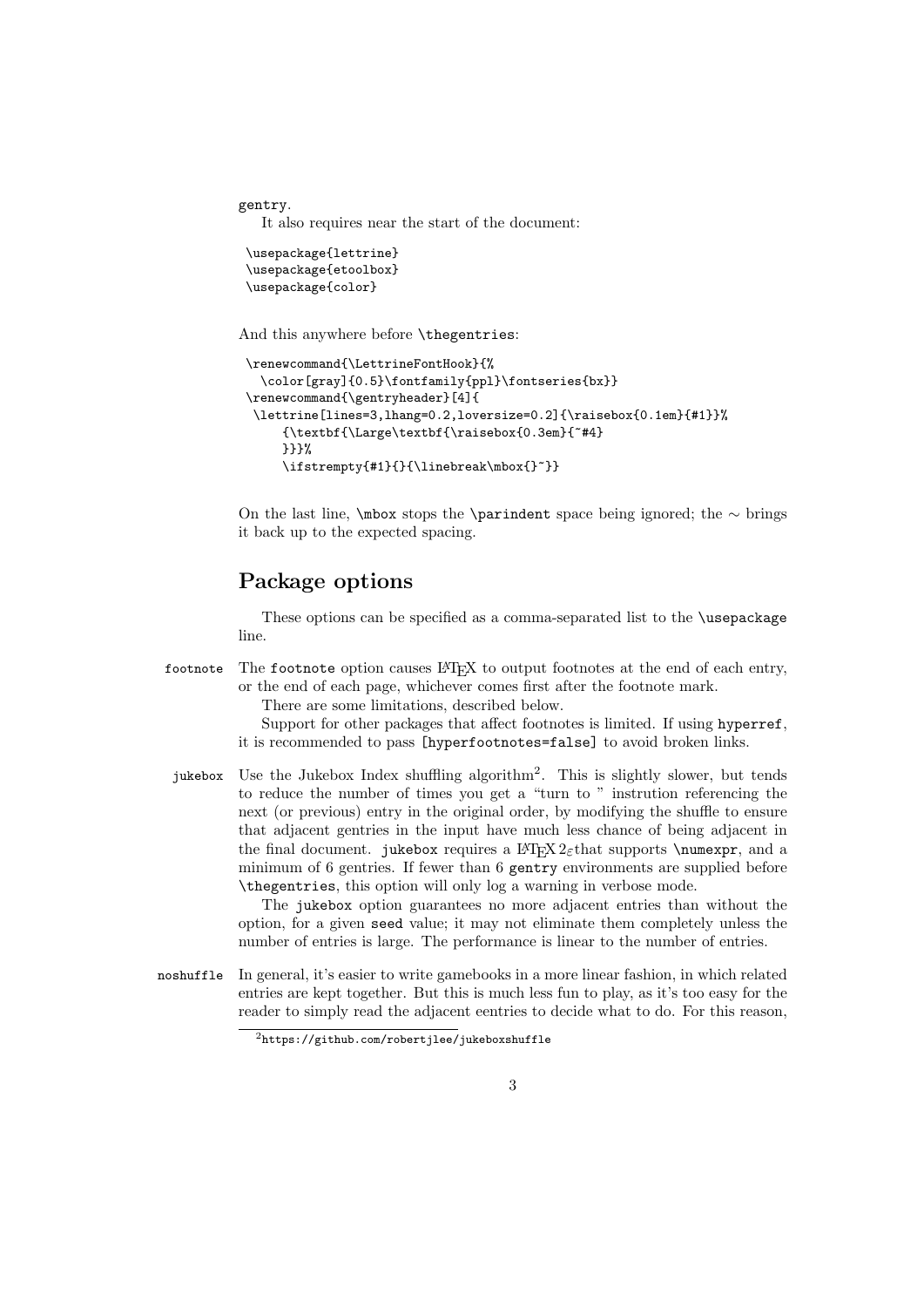gentry.

It also requires near the start of the document:

```
\usepackage{lettrine}
\usepackage{etoolbox}
\usepackage{color}
```

And this anywhere before \thegentries:

```
\renewcommand{\LettrineFontHook}{%
  \color[gray]{0.5}\fontfamily{ppl}\fontseries{bx}}
\renewcommand{\gentryheader}[4]{
 \lettrine[lines=3,lhang=0.2,loversize=0.2]{\raisebox{0.1em}{#1}}%
     {\textbf{\Large\textbf{\raisebox{0.3em}{~#4}
     }}}%
     \ifstrempty{#1}{}{\linebreak\mbox{}~}}
```

On the last line, \mbox stops the \parindent space being ignored; the ∼ brings it back up to the expected spacing.

## Package options

These options can be specified as a comma-separated list to the \usepackage line.

**footnote** The footnote option causes LaTeX to output footnotes at the end of each entry, or the end of each page, whichever comes first after the footnote mark.

There are some limitations, described below.

Support for other packages that affect footnotes is limited. If using hyperref, it is recommended to pass [hyperfootnotes=false] to avoid broken links.

**jukebox** Use the Jukebox Index shuffling algorithm[2]. This is slightly slower, but tends to reduce the number of times you get a "turn to " instrution referencing the next (or previous) entry in the original order, by modifying the shuffle to ensure that adjacent gentries in the input have much less chance of being adjacent in the final document. jukebox requires a LaTeX $2_\varepsilon$ that supports \numexpr, and a minimum of 6 gentries. If fewer than 6 gentry environments are supplied before \thegentries, this option will only log a warning in verbose mode.

The jukebox option guarantees no more adjacent entries than without the option, for a given seed value; it may not eliminate them completely unless the number of entries is large. The performance is linear to the number of entries.

**noshuffle** In general, it's easier to write gamebooks in a more linear fashion, in which related entries are kept together. But this is much less fun to play, as it's too easy for the reader to simply read the adjacent eentries to decide what to do. For this reason,

[2] https://github.com/robertjlee/jukeboxshuffle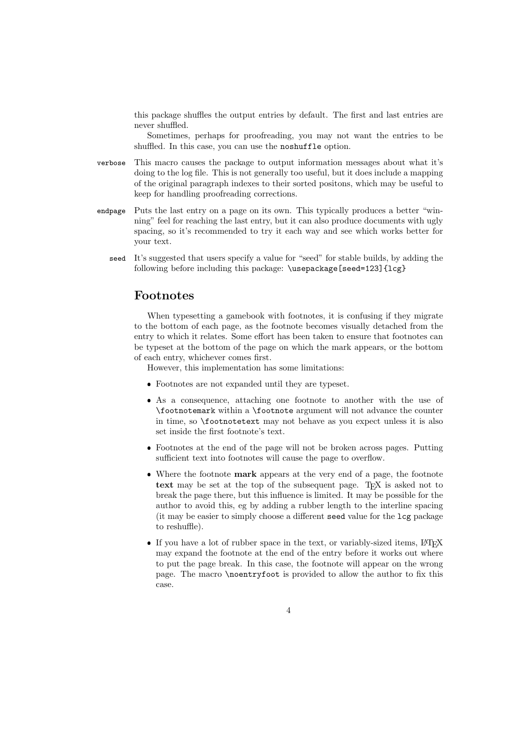this package shuffles the output entries by default. The first and last entries are never shuffled.

Sometimes, perhaps for proofreading, you may not want the entries to be shuffled. In this case, you can use the `noshuffle` option.

`verbose` This macro causes the package to output information messages about what it's doing to the log file. This is not generally too useful, but it does include a mapping of the original paragraph indexes to their sorted positons, which may be useful to keep for handling proofreading corrections.

`endpage` Puts the last entry on a page on its own. This typically produces a better "winning" feel for reaching the last entry, but it can also produce documents with ugly spacing, so it's recommended to try it each way and see which works better for your text.

`seed` It's suggested that users specify a value for "seed" for stable builds, by adding the following before including this package: `\usepackage[seed=123]{lcg}`

## Footnotes

When typesetting a gamebook with footnotes, it is confusing if they migrate to the bottom of each page, as the footnote becomes visually detached from the entry to which it relates. Some effort has been taken to ensure that footnotes can be typeset at the bottom of the page on which the mark appears, or the bottom of each entry, whichever comes first.

However, this implementation has some limitations:

- Footnotes are not expanded until they are typeset.
- As a consequence, attaching one footnote to another with the use of `\footnotemark` within a `\footnote` argument will not advance the counter in time, so `\footnotetext` may not behave as you expect unless it is also set inside the first footnote's text.
- Footnotes at the end of the page will not be broken across pages. Putting sufficient text into footnotes will cause the page to overflow.
- Where the footnote **mark** appears at the very end of a page, the footnote **text** may be set at the top of the subsequent page. TeX is asked not to break the page there, but this influence is limited. It may be possible for the author to avoid this, eg by adding a rubber length to the interline spacing (it may be easier to simply choose a different `seed` value for the `lcg` package to reshuffle).
- If you have a lot of rubber space in the text, or variably-sized items, LaTeX may expand the footnote at the end of the entry before it works out where to put the page break. In this case, the footnote will appear on the wrong page. The macro `\noentryfoot` is provided to allow the author to fix this case.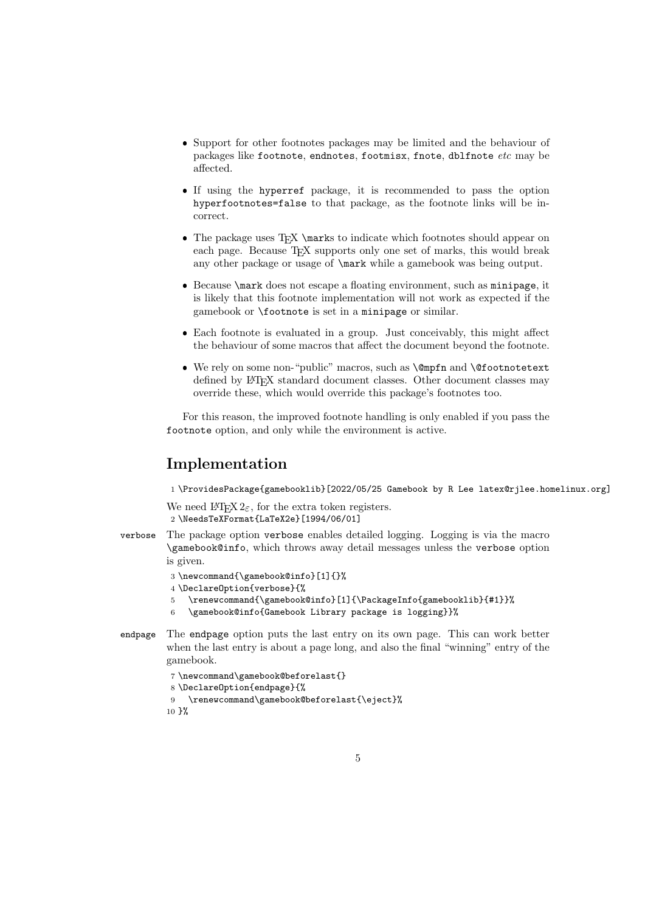- Support for other footnotes packages may be limited and the behaviour of packages like `footnote`, `endnotes`, `footmisx`, `fnote`, `dblfnote` *etc* may be affected.
- If using the `hyperref` package, it is recommended to pass the option `hyperfootnotes=false` to that package, as the footnote links will be incorrect.
- The package uses TEX `\mark`s to indicate which footnotes should appear on each page. Because TEX supports only one set of marks, this would break any other package or usage of `\mark` while a gamebook was being output.
- Because `\mark` does not escape a floating environment, such as `minipage`, it is likely that this footnote implementation will not work as expected if the gamebook or `\footnote` is set in a `minipage` or similar.
- Each footnote is evaluated in a group. Just conceivably, this might affect the behaviour of some macros that affect the document beyond the footnote.
- We rely on some non-"public" macros, such as `\@mpfn` and `\@footnotetext` defined by LATEX standard document classes. Other document classes may override these, which would override this package's footnotes too.

For this reason, the improved footnote handling is only enabled if you pass the `footnote` option, and only while the environment is active.

## Implementation

```
1 \ProvidesPackage{gamebooklib}[2022/05/25 Gamebook by R Lee latex@rjlee.homelinux.org]
```

We need LATEX 2ε, for the extra token registers.

```
2 \NeedsTeXFormat{LaTeX2e}[1994/06/01]
```

`verbose` The package option `verbose` enables detailed logging. Logging is via the macro `\gamebook@info`, which throws away detail messages unless the `verbose` option is given.

```
3 \newcommand{\gamebook@info}[1]{}%
4 \DeclareOption{verbose}{%
5   \renewcommand{\gamebook@info}[1]{\PackageInfo{gamebooklib}{#1}}%
6   \gamebook@info{Gamebook Library package is logging}}%
```

`endpage` The `endpage` option puts the last entry on its own page. This can work better when the last entry is about a page long, and also the final "winning" entry of the gamebook.

```
7 \newcommand\gamebook@beforelast{}
8 \DeclareOption{endpage}{%
9   \renewcommand\gamebook@beforelast{\eject}%
10 }%
```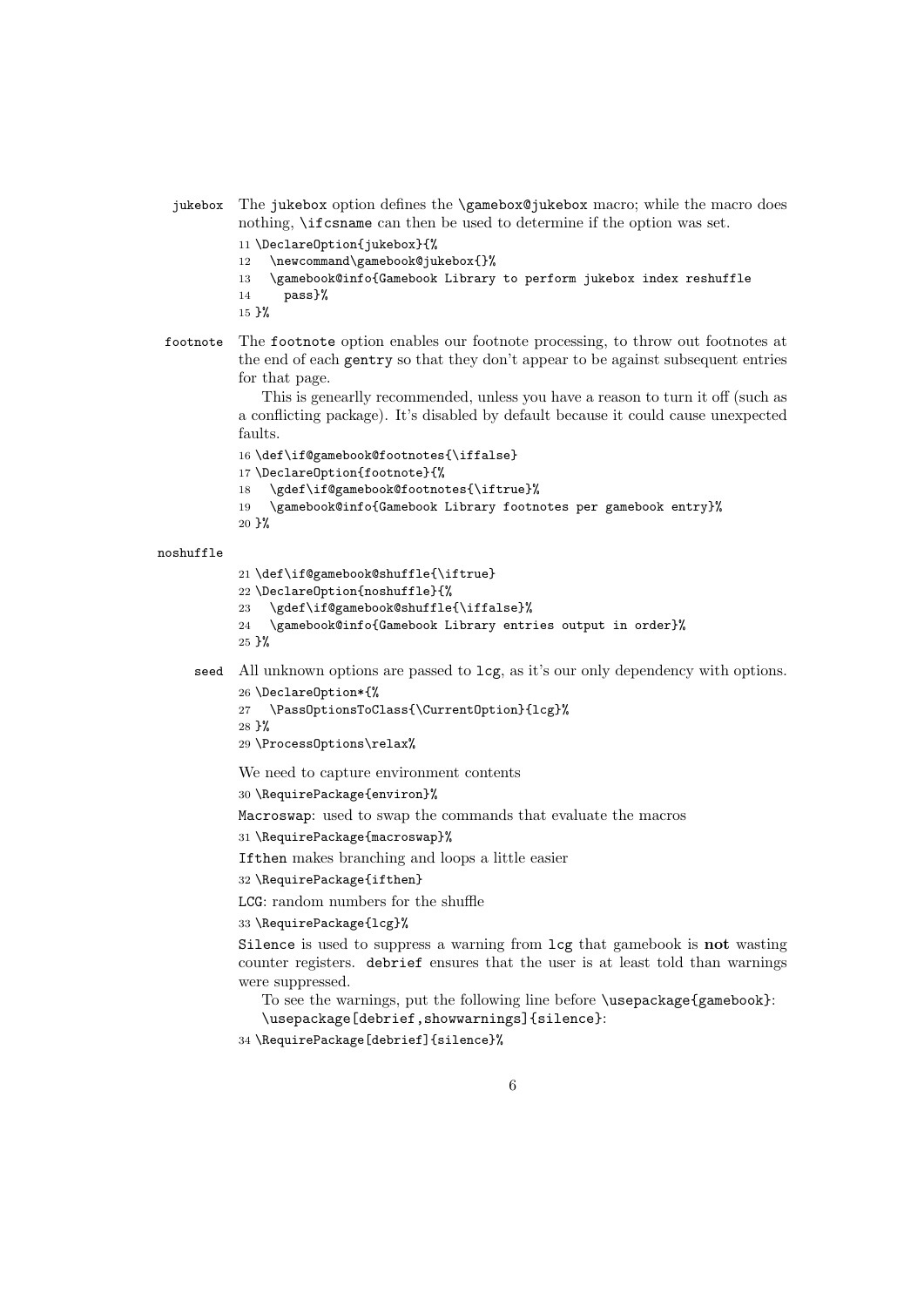jukebox The jukebox option defines the \gamebox@jukebox macro; while the macro does nothing, \ifcsname can then be used to determine if the option was set.

```
11 \DeclareOption{jukebox}{%
12   \newcommand\gamebook@jukebox{}%
13   \gamebook@info{Gamebook Library to perform jukebox index reshuffle
14     pass}%
15 }%
```

footnote The footnote option enables our footnote processing, to throw out footnotes at the end of each gentry so that they don't appear to be against subsequent entries for that page.

This is genearlly recommended, unless you have a reason to turn it off (such as a conflicting package). It's disabled by default because it could cause unexpected faults.

```
16 \def\if@gamebook@footnotes{\iffalse}
17 \DeclareOption{footnote}{%
18   \gdef\if@gamebook@footnotes{\iftrue}%
19   \gamebook@info{Gamebook Library footnotes per gamebook entry}%
20 }%
```

noshuffle

```
21 \def\if@gamebook@shuffle{\iftrue}
22 \DeclareOption{noshuffle}{%
23   \gdef\if@gamebook@shuffle{\iffalse}%
24   \gamebook@info{Gamebook Library entries output in order}%
25 }%
```

seed All unknown options are passed to lcg, as it's our only dependency with options.

```
26 \DeclareOption*{%
27   \PassOptionsToClass{\CurrentOption}{lcg}%
28 }%
29 \ProcessOptions\relax%
```

We need to capture environment contents

```
30 \RequirePackage{environ}%
```

Macroswap: used to swap the commands that evaluate the macros

```
31 \RequirePackage{macroswap}%
```

Ifthen makes branching and loops a little easier

```
32 \RequirePackage{ifthen}
```

LCG: random numbers for the shuffle

```
33 \RequirePackage{lcg}%
```

Silence is used to suppress a warning from lcg that gamebook is **not** wasting counter registers. debrief ensures that the user is at least told than warnings were suppressed.

To see the warnings, put the following line before \usepackage{gamebook}: \usepackage[debrief,showwarnings]{silence}:

```
34 \RequirePackage[debrief]{silence}%
```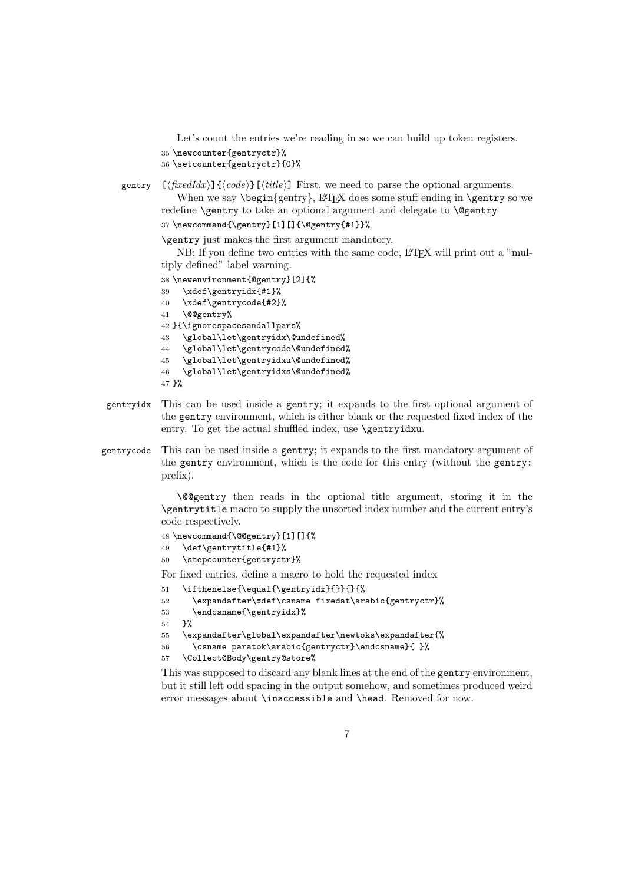Let's count the entries we're reading in so we can build up token registers.

```
35 \newcounter{gentryctr}%
36 \setcounter{gentryctr}{0}%
```

**gentry** [⟨*fixedIdx*⟩]{⟨*code*⟩}[⟨*title*⟩] First, we need to parse the optional arguments.

When we say `\begin{gentry}`, LaTeX does some stuff ending in `\gentry` so we redefine `\gentry` to take an optional argument and delegate to `\@gentry`

```
37 \newcommand{\gentry}[1][]{\@gentry{#1}}%
```

`\gentry` just makes the first argument mandatory.

NB: If you define two entries with the same code, LaTeX will print out a "multiply defined" label warning.

```
38 \newenvironment{@gentry}[2]{%
39   \xdef\gentryidx{#1}%
40   \xdef\gentrycode{#2}%
41   \@@gentry%
42 }{\ignorespacesandallpars%
43   \global\let\gentryidx\@undefined%
44   \global\let\gentrycode\@undefined%
45   \global\let\gentryidxu\@undefined%
46   \global\let\gentryidxs\@undefined%
47 }%
```

**gentryidx** This can be used inside a gentry; it expands to the first optional argument of the gentry environment, which is either blank or the requested fixed index of the entry. To get the actual shuffled index, use `\gentryidxu`.

**gentrycode** This can be used inside a gentry; it expands to the first mandatory argument of the gentry environment, which is the code for this entry (without the gentry: prefix).

`\@@gentry` then reads in the optional title argument, storing it in the `\gentrytitle` macro to supply the unsorted index number and the current entry's code respectively.

```
48 \newcommand{\@@gentry}[1][]{%
49   \def\gentrytitle{#1}%
50   \stepcounter{gentryctr}%
```

For fixed entries, define a macro to hold the requested index

```
51   \ifthenelse{\equal{\gentryidx}{}}{}{%
52     \expandafter\xdef\csname fixedat\arabic{gentryctr}%
53     \endcsname{\gentryidx}%
54   }%
55   \expandafter\global\expandafter\newtoks\expandafter{%
56     \csname paratok\arabic{gentryctr}\endcsname}{ }%
57   \Collect@Body\gentry@store%
```

This was supposed to discard any blank lines at the end of the gentry environment, but it still left odd spacing in the output somehow, and sometimes produced weird error messages about `\inaccessible` and `\head`. Removed for now.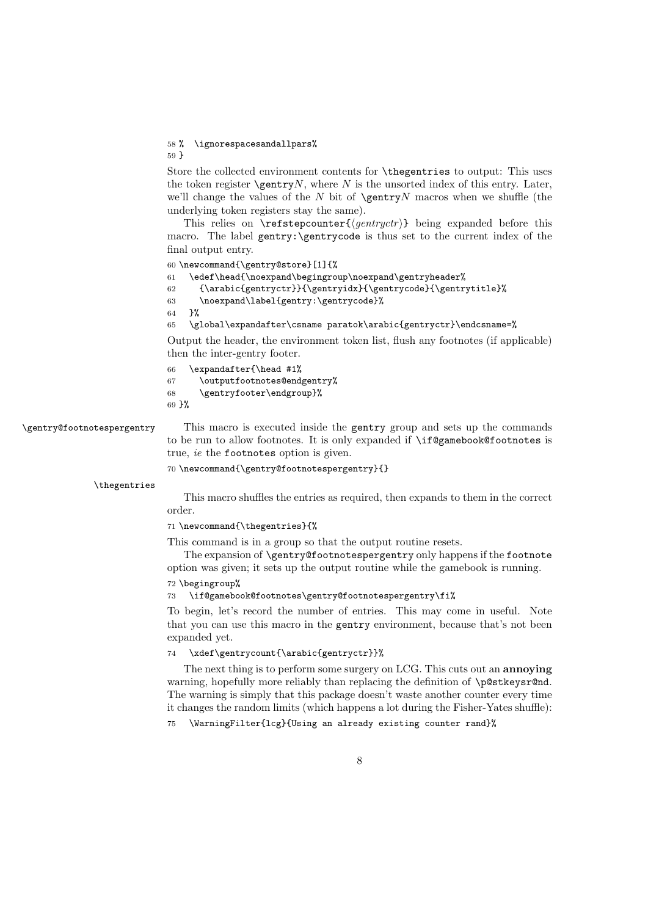```
58 %  \ignorespacesandallpars%
59 }
```

Store the collected environment contents for `\thegentries` to output: This uses the token register `\gentry`*N*, where *N* is the unsorted index of this entry. Later, we'll change the values of the *N* bit of `\gentry`*N* macros when we shuffle (the underlying token registers stay the same).

This relies on `\refstepcounter{`⟨*gentryctr*⟩`}` being expanded before this macro. The label `gentry:\gentrycode` is thus set to the current index of the final output entry.

```
60 \newcommand{\gentry@store}[1]{%
61   \edef\head{\noexpand\begingroup\noexpand\gentryheader%
62     {\arabic{gentryctr}}{\gentryidx}{\gentrycode}{\gentrytitle}%
63     \noexpand\label{gentry:\gentrycode}%
64   }%
65   \global\expandafter\csname paratok\arabic{gentryctr}\endcsname=%
```

Output the header, the environment token list, flush any footnotes (if applicable) then the inter-gentry footer.

```
66   \expandafter{\head #1%
67     \outputfootnotes@endgentry%
68     \gentryfooter\endgroup}%
69 }%
```

`\gentry@footnotespergentry`

This macro is executed inside the `gentry` group and sets up the commands to be run to allow footnotes. It is only expanded if `\if@gamebook@footnotes` is true, *ie* the `footnotes` option is given.

```
70 \newcommand{\gentry@footnotespergentry}{}
```

`\thegentries`

This macro shuffles the entries as required, then expands to them in the correct order.

```
71 \newcommand{\thegentries}{%
```

This command is in a group so that the output routine resets.

The expansion of `\gentry@footnotespergentry` only happens if the `footnote` option was given; it sets up the output routine while the gamebook is running.

```
72 \begingroup%
73   \if@gamebook@footnotes\gentry@footnotespergentry\fi%
```

To begin, let's record the number of entries. This may come in useful. Note that you can use this macro in the `gentry` environment, because that's not been expanded yet.

```
74   \xdef\gentrycount{\arabic{gentryctr}}%
```

The next thing is to perform some surgery on LCG. This cuts out an **annoying** warning, hopefully more reliably than replacing the definition of `\p@stkeysr@nd`. The warning is simply that this package doesn't waste another counter every time it changes the random limits (which happens a lot during the Fisher-Yates shuffle):

```
75   \WarningFilter{lcg}{Using an already existing counter rand}%
```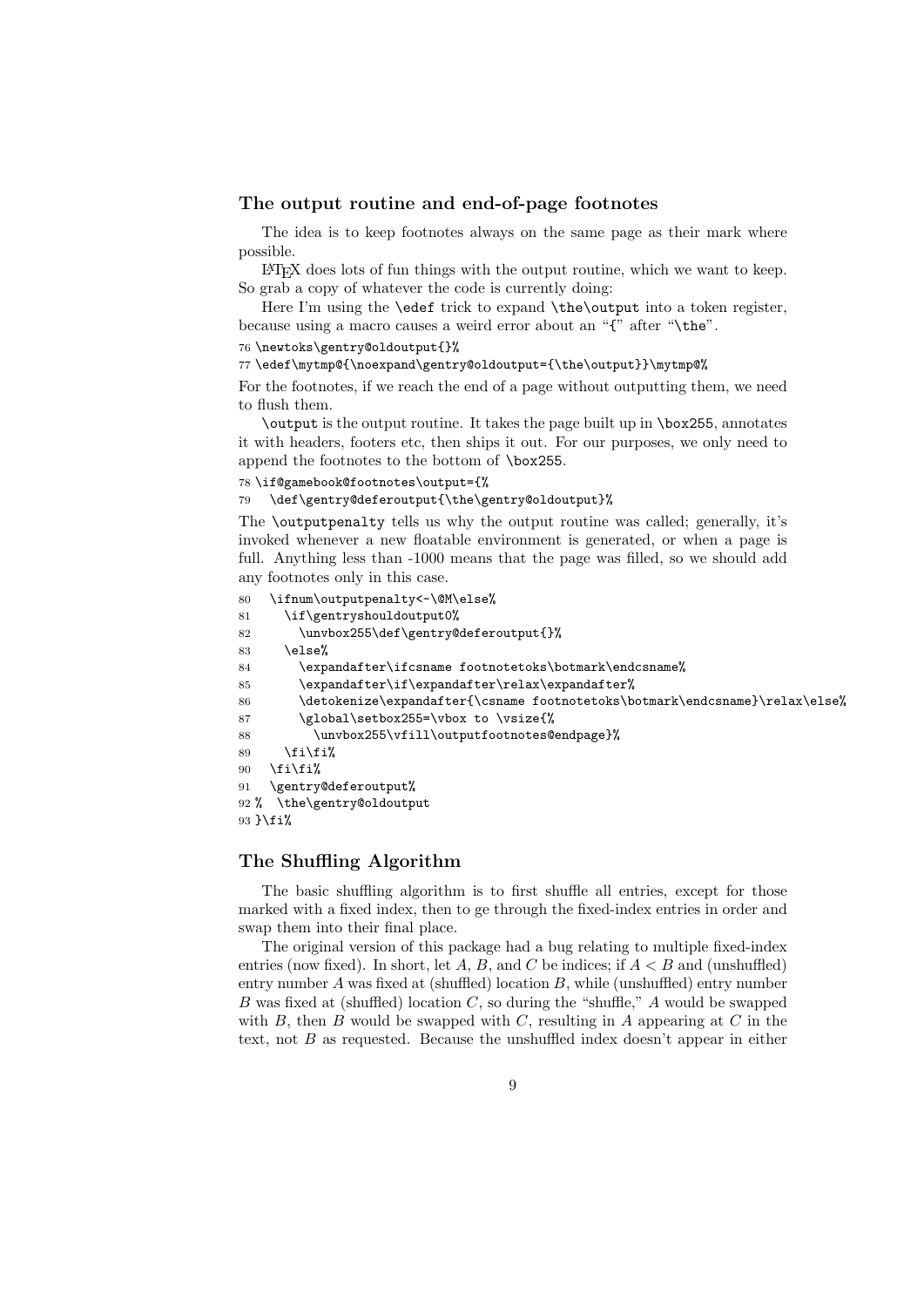### The output routine and end-of-page footnotes

The idea is to keep footnotes always on the same page as their mark where possible.

LaTeX does lots of fun things with the output routine, which we want to keep. So grab a copy of whatever the code is currently doing:

Here I'm using the `\edef` trick to expand `\the\output` into a token register, because using a macro causes a weird error about an "`{`" after "`\the`".

```
76 \newtoks\gentry@oldoutput{}%
77 \edef\mytmp@{\noexpand\gentry@oldoutput={\the\output}}\mytmp@%
```

For the footnotes, if we reach the end of a page without outputting them, we need to flush them.

`\output` is the output routine. It takes the page built up in `\box255`, annotates it with headers, footers etc, then ships it out. For our purposes, we only need to append the footnotes to the bottom of `\box255`.

```
78 \if@gamebook@footnotes\output={%
79   \def\gentry@deferoutput{\the\gentry@oldoutput}%
```

The `\outputpenalty` tells us why the output routine was called; generally, it's invoked whenever a new floatable environment is generated, or when a page is full. Anything less than -1000 means that the page was filled, so we should add any footnotes only in this case.

```
80   \ifnum\outputpenalty<-\@M\else%
81     \if\gentryshouldoutput0%
82       \unvbox255\def\gentry@deferoutput{}%
83     \else%
84       \expandafter\ifcsname footnotetoks\botmark\endcsname%
85       \expandafter\if\expandafter\relax\expandafter%
86       \detokenize\expandafter{\csname footnotetoks\botmark\endcsname}\relax\else%
87       \global\setbox255=\vbox to \vsize{%
88         \unvbox255\vfill\outputfootnotes@endpage}%
89     \fi\fi%
90   \fi\fi%
91   \gentry@deferoutput%
92 %  \the\gentry@oldoutput
93 }\fi%
```

### The Shuffling Algorithm

The basic shuffling algorithm is to first shuffle all entries, except for those marked with a fixed index, then to ge through the fixed-index entries in order and swap them into their final place.

The original version of this package had a bug relating to multiple fixed-index entries (now fixed). In short, let $A$, $B$, and $C$ be indices; if $A < B$ and (unshuffled) entry number $A$ was fixed at (shuffled) location $B$, while (unshuffled) entry number $B$ was fixed at (shuffled) location $C$, so during the "shuffle," $A$ would be swapped with $B$, then $B$ would be swapped with $C$, resulting in $A$ appearing at $C$ in the text, not $B$ as requested. Because the unshuffled index doesn't appear in either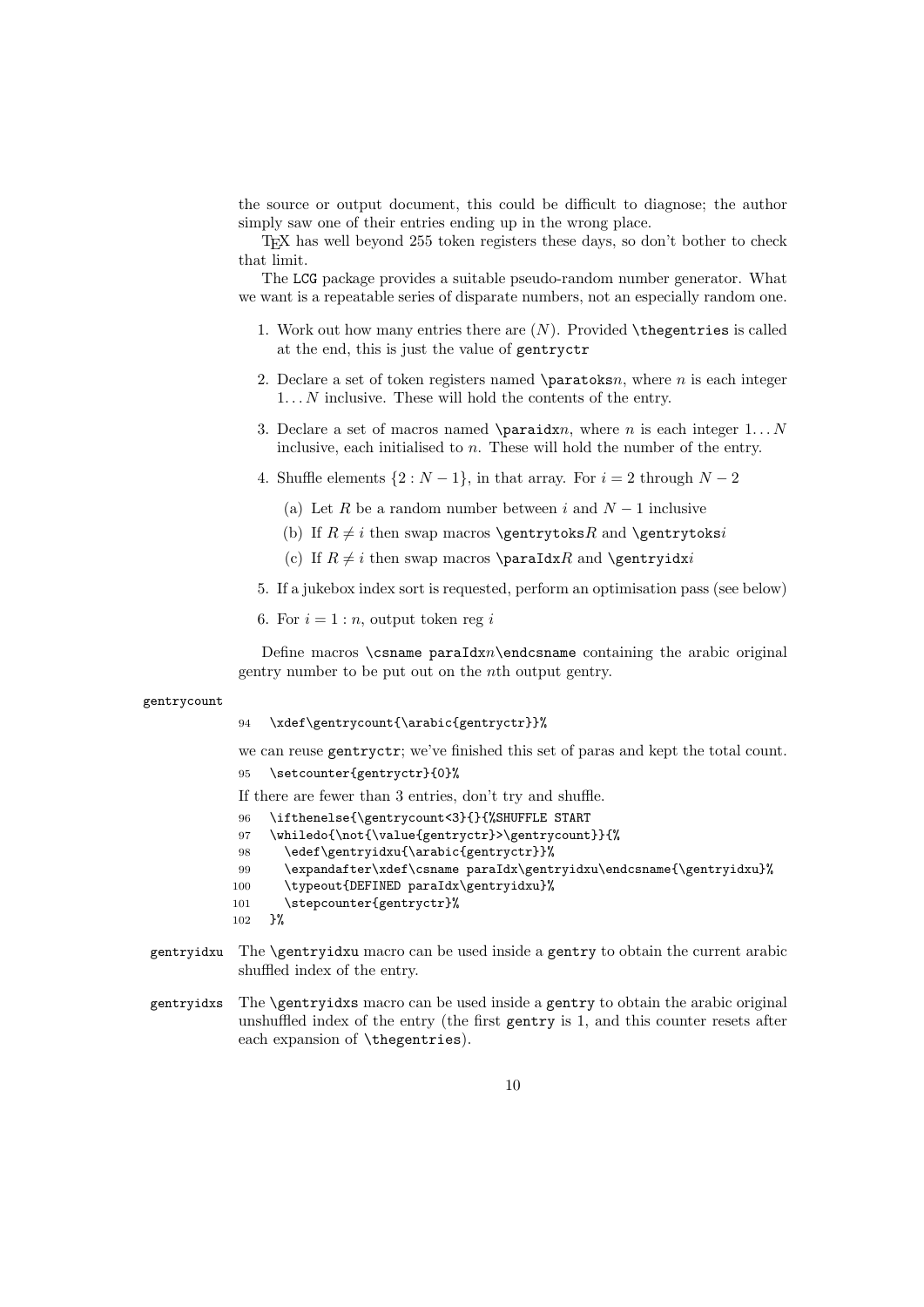the source or output document, this could be difficult to diagnose; the author simply saw one of their entries ending up in the wrong place.

TEX has well beyond 255 token registers these days, so don't bother to check that limit.

The `LCG` package provides a suitable pseudo-random number generator. What we want is a repeatable series of disparate numbers, not an especially random one.

1. Work out how many entries there are ($N$). Provided `\thegentries` is called at the end, this is just the value of `gentryctr`
2. Declare a set of token registers named `\paratoks`$n$, where $n$ is each integer $1 \ldots N$ inclusive. These will hold the contents of the entry.
3. Declare a set of macros named `\paraidx`$n$, where $n$ is each integer $1 \ldots N$ inclusive, each initialised to $n$. These will hold the number of the entry.
4. Shuffle elements $\{2 : N-1\}$, in that array. For $i = 2$ through $N-2$
   (a) Let $R$ be a random number between $i$ and $N-1$ inclusive
   (b) If $R \neq i$ then swap macros `\gentrytoks`$R$ and `\gentrytoks`$i$
   (c) If $R \neq i$ then swap macros `\paraIdx`$R$ and `\gentryidx`$i$
5. If a jukebox index sort is requested, perform an optimisation pass (see below)
6. For $i = 1 : n$, output token reg $i$

Define macros `\csname paraIdx`$n$`\endcsname` containing the arabic original gentry number to be put out on the $n$th output gentry.

gentrycount

```
94   \xdef\gentrycount{\arabic{gentryctr}}%
```

we can reuse `gentryctr`; we've finished this set of paras and kept the total count.

```
95   \setcounter{gentryctr}{0}%
```

If there are fewer than 3 entries, don't try and shuffle.

```
96   \ifthenelse{\gentrycount<3}{}{%SHUFFLE START
97   \whiledo{\not{\value{gentryctr}>\gentrycount}}{%
98     \edef\gentryidxu{\arabic{gentryctr}}%
99     \expandafter\xdef\csname paraIdx\gentryidxu\endcsname{\gentryidxu}%
100    \typeout{DEFINED paraIdx\gentryidxu}%
101    \stepcounter{gentryctr}%
102  }%
```

gentryidxu The `\gentryidxu` macro can be used inside a `gentry` to obtain the current arabic shuffled index of the entry.

gentryidxs The `\gentryidxs` macro can be used inside a `gentry` to obtain the arabic original unshuffled index of the entry (the first `gentry` is 1, and this counter resets after each expansion of `\thegentries`).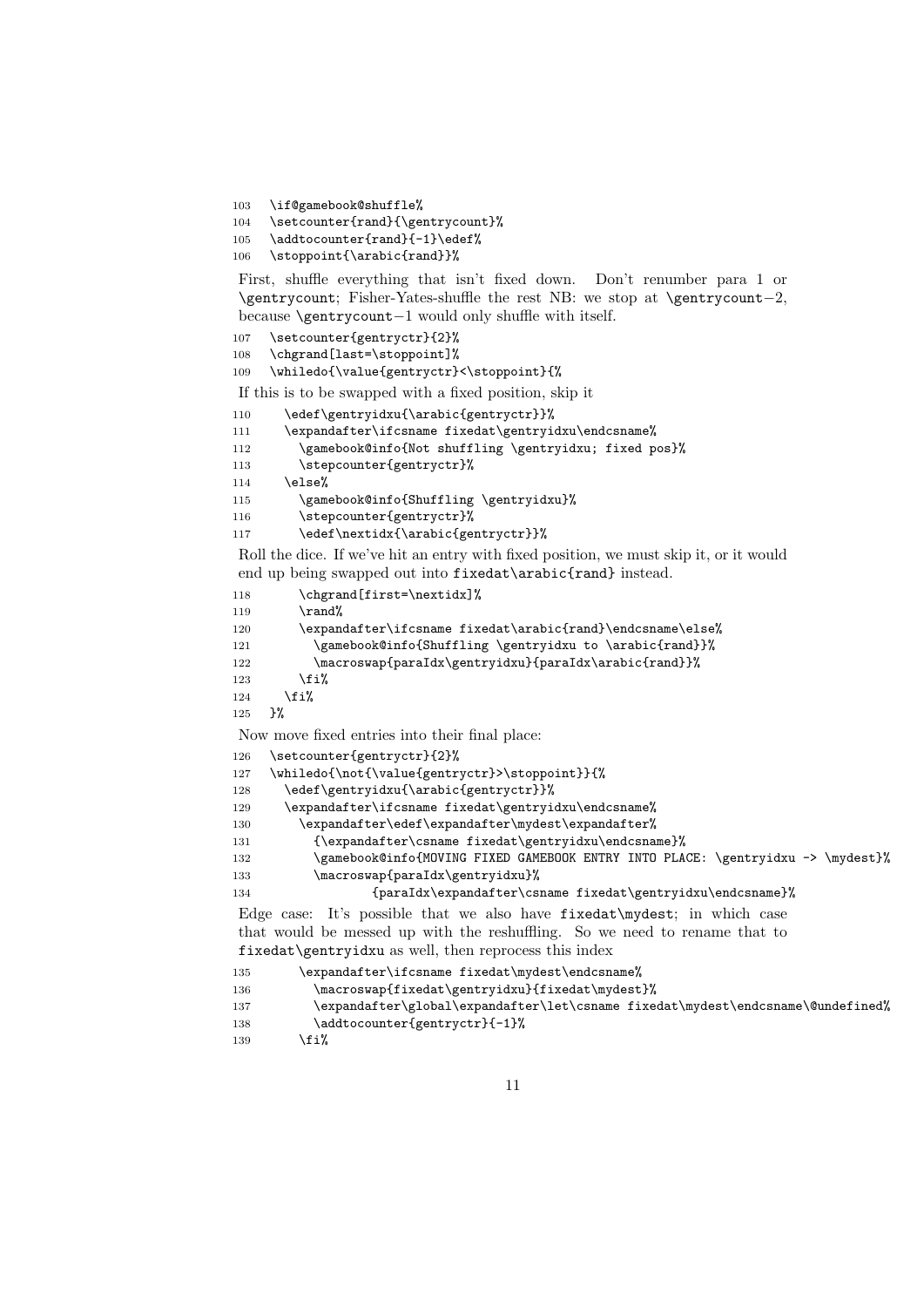```
103  \if@gamebook@shuffle%
104  \setcounter{rand}{\gentrycount}%
105  \addtocounter{rand}{-1}\edef%
106  \stoppoint{\arabic{rand}}%
```

First, shuffle everything that isn't fixed down. Don't renumber para 1 or \gentrycount; Fisher-Yates-shuffle the rest NB: we stop at \gentrycount−2, because \gentrycount−1 would only shuffle with itself.

```
107  \setcounter{gentryctr}{2}%
108  \chgrand[last=\stoppoint]%
109  \whiledo{\value{gentryctr}<\stoppoint}{%
```

If this is to be swapped with a fixed position, skip it

```
110    \edef\gentryidxu{\arabic{gentryctr}}%
111    \expandafter\ifcsname fixedat\gentryidxu\endcsname%
112      \gamebook@info{Not shuffling \gentryidxu; fixed pos}%
113      \stepcounter{gentryctr}%
114    \else%
115      \gamebook@info{Shuffling \gentryidxu}%
116      \stepcounter{gentryctr}%
117      \edef\nextidx{\arabic{gentryctr}}%
```

Roll the dice. If we've hit an entry with fixed position, we must skip it, or it would end up being swapped out into `fixedat\arabic{rand}` instead.

```
118      \chgrand[first=\nextidx]%
119      \rand%
120      \expandafter\ifcsname fixedat\arabic{rand}\endcsname\else%
121        \gamebook@info{Shuffling \gentryidxu to \arabic{rand}}%
122        \macroswap{paraIdx\gentryidxu}{paraIdx\arabic{rand}}%
123      \fi%
124    \fi%
125  }%
```

Now move fixed entries into their final place:

```
126  \setcounter{gentryctr}{2}%
127  \whiledo{\not{\value{gentryctr}>\stoppoint}}{%
128    \edef\gentryidxu{\arabic{gentryctr}}%
129    \expandafter\ifcsname fixedat\gentryidxu\endcsname%
130      \expandafter\edef\expandafter\mydest\expandafter%
131        {\expandafter\csname fixedat\gentryidxu\endcsname}%
132      \gamebook@info{MOVING FIXED GAMEBOOK ENTRY INTO PLACE: \gentryidxu -> \mydest}%
133      \macroswap{paraIdx\gentryidxu}%
134               {paraIdx\expandafter\csname fixedat\gentryidxu\endcsname}%
```

Edge case: It's possible that we also have `fixedat\mydest`; in which case that would be messed up with the reshuffling. So we need to rename that to `fixedat\gentryidxu` as well, then reprocess this index

```
135      \expandafter\ifcsname fixedat\mydest\endcsname%
136        \macroswap{fixedat\gentryidxu}{fixedat\mydest}%
137        \expandafter\global\expandafter\let\csname fixedat\mydest\endcsname\@undefined%
138        \addtocounter{gentryctr}{-1}%
139      \fi%
```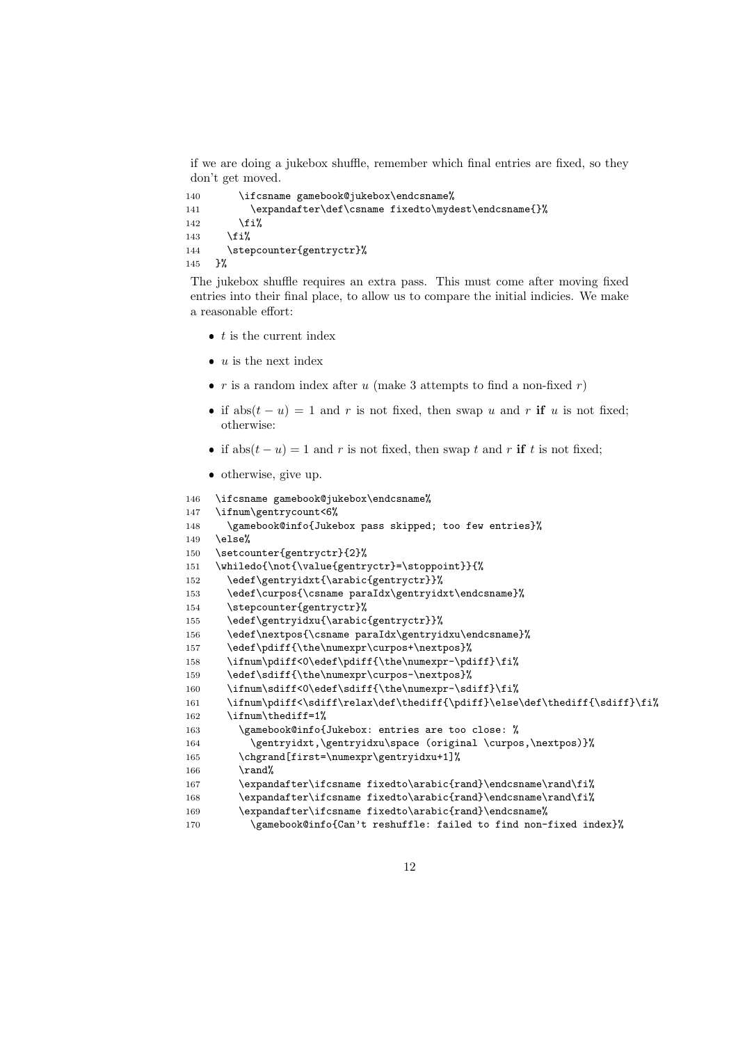if we are doing a jukebox shuffle, remember which final entries are fixed, so they don't get moved.

```
140       \ifcsname gamebook@jukebox\endcsname%
141         \expandafter\def\csname fixedto\mydest\endcsname{}%
142       \fi%
143     \fi%
144     \stepcounter{gentryctr}%
145   }%
```

The jukebox shuffle requires an extra pass. This must come after moving fixed entries into their final place, to allow us to compare the initial indicies. We make a reasonable effort:

- $t$ is the current index
- $u$ is the next index
- $r$ is a random index after $u$ (make 3 attempts to find a non-fixed $r$)
- if $\text{abs}(t - u) = 1$ and $r$ is not fixed, then swap $u$ and $r$ **if** $u$ is not fixed; otherwise:
- if $\text{abs}(t - u) = 1$ and $r$ is not fixed, then swap $t$ and $r$ **if** $t$ is not fixed;
- otherwise, give up.

```
146   \ifcsname gamebook@jukebox\endcsname%
147   \ifnum\gentrycount<6%
148     \gamebook@info{Jukebox pass skipped; too few entries}%
149   \else%
150   \setcounter{gentryctr}{2}%
151   \whiledo{\not{\value{gentryctr}=\stoppoint}}{%
152     \edef\gentryidxt{\arabic{gentryctr}}%
153     \edef\curpos{\csname paraIdx\gentryidxt\endcsname}%
154     \stepcounter{gentryctr}%
155     \edef\gentryidxu{\arabic{gentryctr}}%
156     \edef\nextpos{\csname paraIdx\gentryidxu\endcsname}%
157     \edef\pdiff{\the\numexpr\curpos+\nextpos}%
158     \ifnum\pdiff<0\edef\pdiff{\the\numexpr-\pdiff}\fi%
159     \edef\sdiff{\the\numexpr\curpos-\nextpos}%
160     \ifnum\sdiff<0\edef\sdiff{\the\numexpr-\sdiff}\fi%
161     \ifnum\pdiff<\sdiff\relax\def\thediff{\pdiff}\else\def\thediff{\sdiff}\fi%
162     \ifnum\thediff=1%
163       \gamebook@info{Jukebox: entries are too close: %
164         \gentryidxt,\gentryidxu\space (original \curpos,\nextpos)}%
165       \chgrand[first=\numexpr\gentryidxu+1]%
166       \rand%
167       \expandafter\ifcsname fixedto\arabic{rand}\endcsname\rand\fi%
168       \expandafter\ifcsname fixedto\arabic{rand}\endcsname\rand\fi%
169       \expandafter\ifcsname fixedto\arabic{rand}\endcsname%
170         \gamebook@info{Can't reshuffle: failed to find non-fixed index}%
```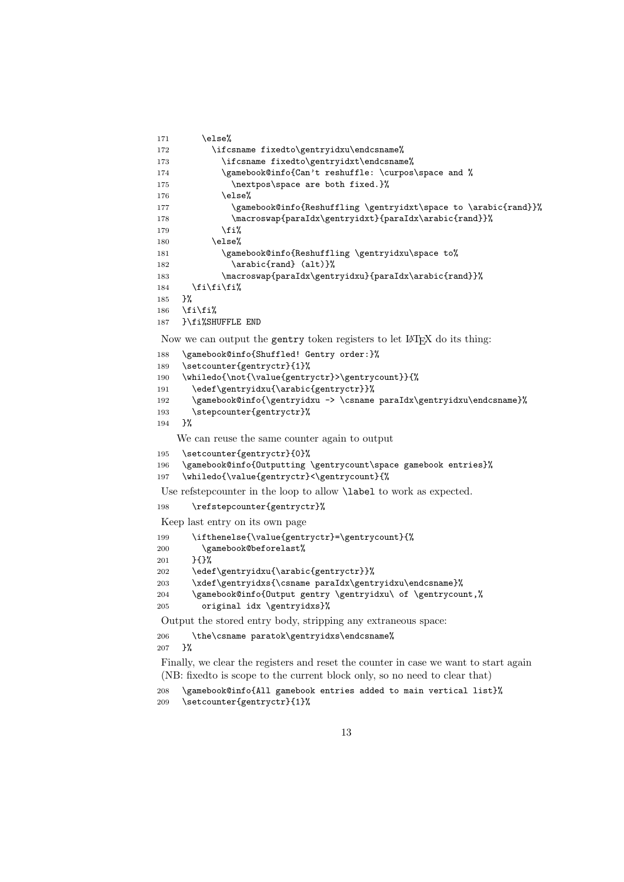```
171       \else%
172         \ifcsname fixedto\gentryidxu\endcsname%
173           \ifcsname fixedto\gentryidxt\endcsname%
174           \gamebook@info{Can't reshuffle: \curpos\space and %
175             \nextpos\space are both fixed.}%
176           \else%
177             \gamebook@info{Reshuffling \gentryidxt\space to \arabic{rand}}%
178             \macroswap{paraIdx\gentryidxt}{paraIdx\arabic{rand}}%
179           \fi%
180         \else%
181           \gamebook@info{Reshuffling \gentryidxu\space to%
182             \arabic{rand} (alt)}%
183           \macroswap{paraIdx\gentryidxu}{paraIdx\arabic{rand}}%
184     \fi\fi\fi%
185   }%
186   \fi\fi%
187   }\fi%SHUFFLE END
```

Now we can output the gentry token registers to let LaTeX do its thing:

```
188   \gamebook@info{Shuffled! Gentry order:}%
189   \setcounter{gentryctr}{1}%
190   \whiledo{\not{\value{gentryctr}>\gentrycount}}{%
191     \edef\gentryidxu{\arabic{gentryctr}}%
192     \gamebook@info{\gentryidxu -> \csname paraIdx\gentryidxu\endcsname}%
193     \stepcounter{gentryctr}%
194   }%
```

We can reuse the same counter again to output

```
195   \setcounter{gentryctr}{0}%
196   \gamebook@info{Outputting \gentrycount\space gamebook entries}%
197   \whiledo{\value{gentryctr}<\gentrycount}{%
```

Use refstepcounter in the loop to allow `\label` to work as expected.

```
198     \refstepcounter{gentryctr}%
```

Keep last entry on its own page

```
199     \ifthenelse{\value{gentryctr}=\gentrycount}{%
200       \gamebook@beforelast%
201     }{}%
202     \edef\gentryidxu{\arabic{gentryctr}}%
203     \xdef\gentryidxs{\csname paraIdx\gentryidxu\endcsname}%
204     \gamebook@info{Output gentry \gentryidxu\ of \gentrycount,%
205       original idx \gentryidxs}%
```

Output the stored entry body, stripping any extraneous space:

```
206     \the\csname paratok\gentryidxs\endcsname%
207   }%
```

Finally, we clear the registers and reset the counter in case we want to start again (NB: fixedto is scope to the current block only, so no need to clear that)

```
208   \gamebook@info{All gamebook entries added to main vertical list}%
209   \setcounter{gentryctr}{1}%
```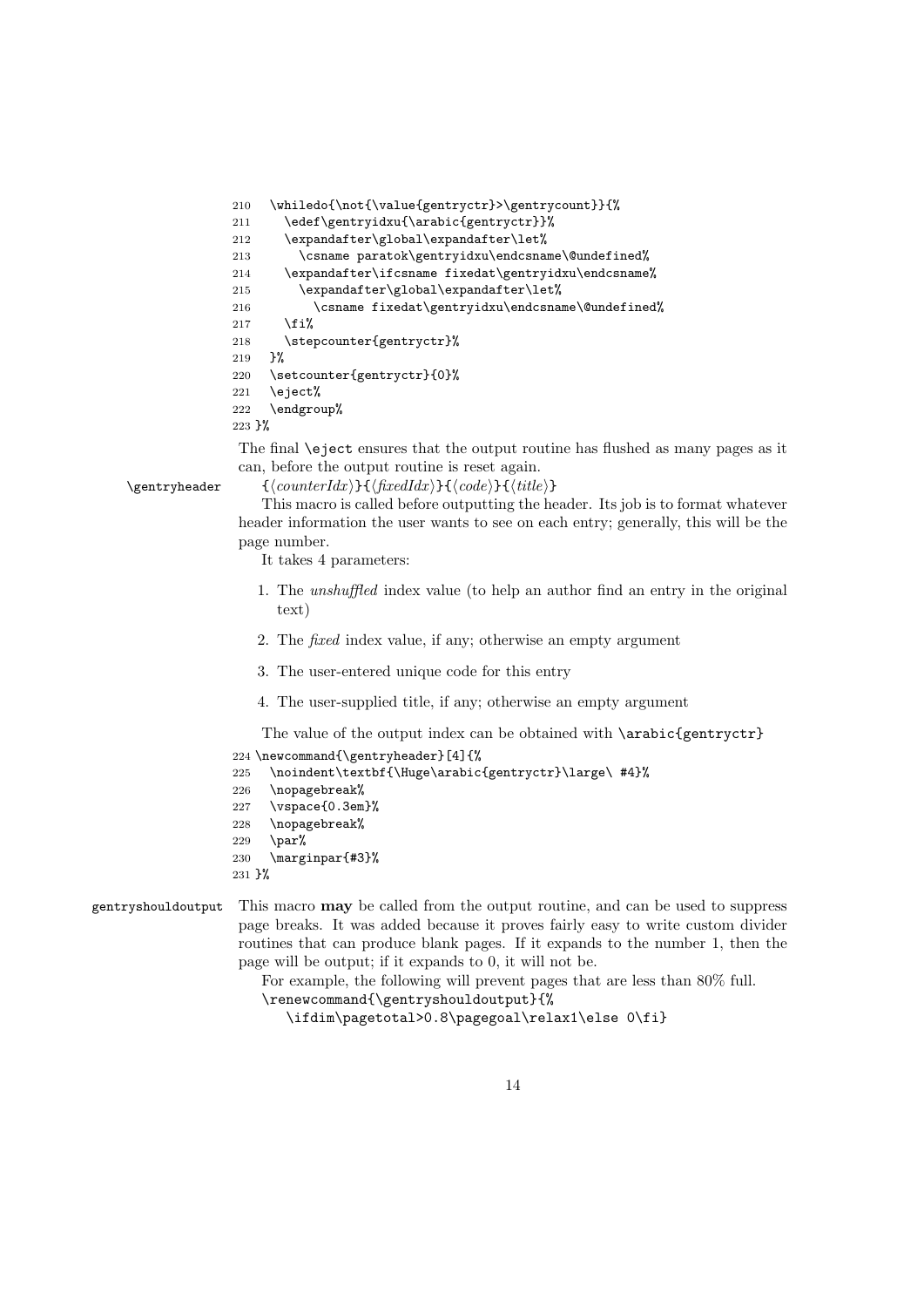```
210   \whiledo{\not{\value{gentryctr}>\gentrycount}}{%
211     \edef\gentryidxu{\arabic{gentryctr}}%
212     \expandafter\global\expandafter\let%
213       \csname paratok\gentryidxu\endcsname\@undefined%
214     \expandafter\ifcsname fixedat\gentryidxu\endcsname%
215       \expandafter\global\expandafter\let%
216         \csname fixedat\gentryidxu\endcsname\@undefined%
217     \fi%
218     \stepcounter{gentryctr}%
219   }%
220   \setcounter{gentryctr}{0}%
221   \eject%
222   \endgroup%
223 }%
```

The final `\eject` ensures that the output routine has flushed as many pages as it can, before the output routine is reset again.

`\gentryheader` {⟨*counterIdx*⟩}{⟨*fixedIdx*⟩}{⟨*code*⟩}{⟨*title*⟩}

This macro is called before outputting the header. Its job is to format whatever header information the user wants to see on each entry; generally, this will be the page number.

It takes 4 parameters:

1. The *unshuffled* index value (to help an author find an entry in the original text)
2. The *fixed* index value, if any; otherwise an empty argument
3. The user-entered unique code for this entry
4. The user-supplied title, if any; otherwise an empty argument

The value of the output index can be obtained with `\arabic{gentryctr}`

```
224 \newcommand{\gentryheader}[4]{%
225   \noindent\textbf{\Huge\arabic{gentryctr}\large\ #4}%
226   \nopagebreak%
227   \vspace{0.3em}%
228   \nopagebreak%
229   \par%
230   \marginpar{#3}%
231 }%
```

`gentryshouldoutput` This macro **may** be called from the output routine, and can be used to suppress page breaks. It was added because it proves fairly easy to write custom divider routines that can produce blank pages. If it expands to the number 1, then the page will be output; if it expands to 0, it will not be.

For example, the following will prevent pages that are less than 80% full.

```
\renewcommand{\gentryshouldoutput}{%
   \ifdim\pagetotal>0.8\pagegoal\relax1\else 0\fi}
```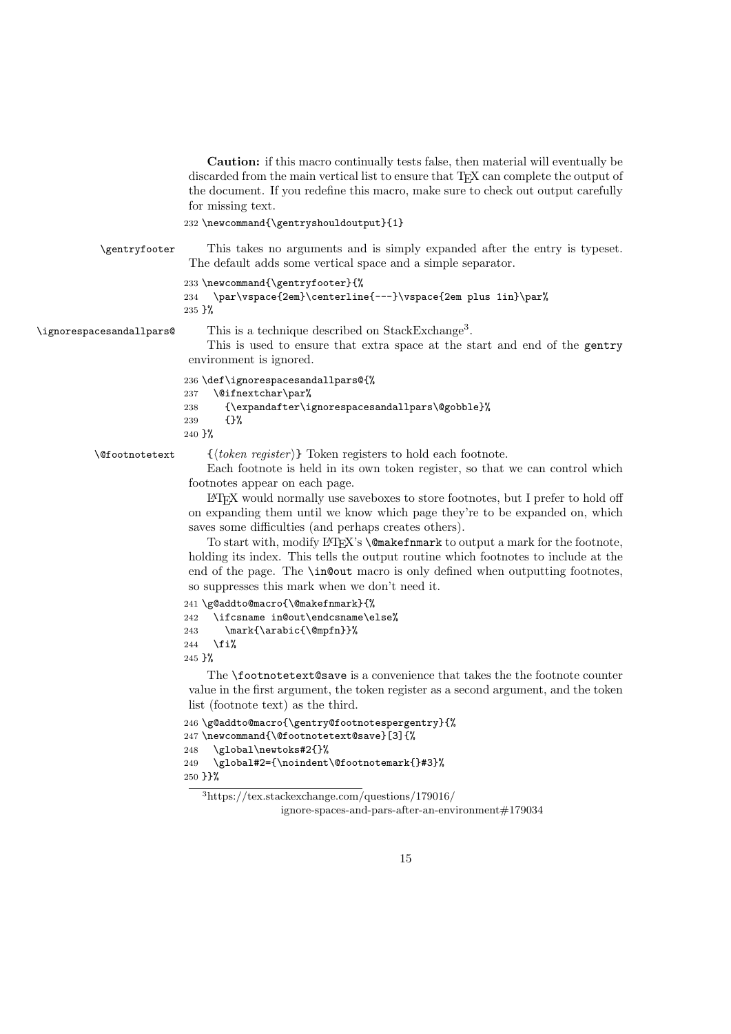**Caution:** if this macro continually tests false, then material will eventually be discarded from the main vertical list to ensure that TeX can complete the output of the document. If you redefine this macro, make sure to check out output carefully for missing text.

```
232 \newcommand{\gentryshouldoutput}{1}
```

`\gentryfooter` This takes no arguments and is simply expanded after the entry is typeset. The default adds some vertical space and a simple separator.

```
233 \newcommand{\gentryfooter}{%
234   \par\vspace{2em}\centerline{---}\vspace{2em plus 1in}\par%
235 }%
```

`\ignorespacesandallpars@` This is a technique described on StackExchange[3].

This is used to ensure that extra space at the start and end of the `gentry` environment is ignored.

```
236 \def\ignorespacesandallpars@{%
237   \@ifnextchar\par%
238     {\expandafter\ignorespacesandallpars\@gobble}%
239     {}%
240 }%
```

`\@footnotetext` {⟨*token register*⟩} Token registers to hold each footnote.

Each footnote is held in its own token register, so that we can control which footnotes appear on each page.

LaTeX would normally use saveboxes to store footnotes, but I prefer to hold off on expanding them until we know which page they're to be expanded on, which saves some difficulties (and perhaps creates others).

To start with, modify LaTeX's `\@makefnmark` to output a mark for the footnote, holding its index. This tells the output routine which footnotes to include at the end of the page. The `\in@out` macro is only defined when outputting footnotes, so suppresses this mark when we don't need it.

```
241 \g@addto@macro{\@makefnmark}{%
242   \ifcsname in@out\endcsname\else%
243     \mark{\arabic{\@mpfn}}%
244   \fi%
245 }%
```

The `\footnotetext@save` is a convenience that takes the the footnote counter value in the first argument, the token register as a second argument, and the token list (footnote text) as the third.

```
246 \g@addto@macro{\gentry@footnotespergentry}{%
247 \newcommand{\@footnotetext@save}[3]{%
248   \global\newtoks#2{}%
249   \global#2={\noindent\@footnotemark{}#3}%
250 }}%
```

[3] https://tex.stackexchange.com/questions/179016/ignore-spaces-and-pars-after-an-environment#179034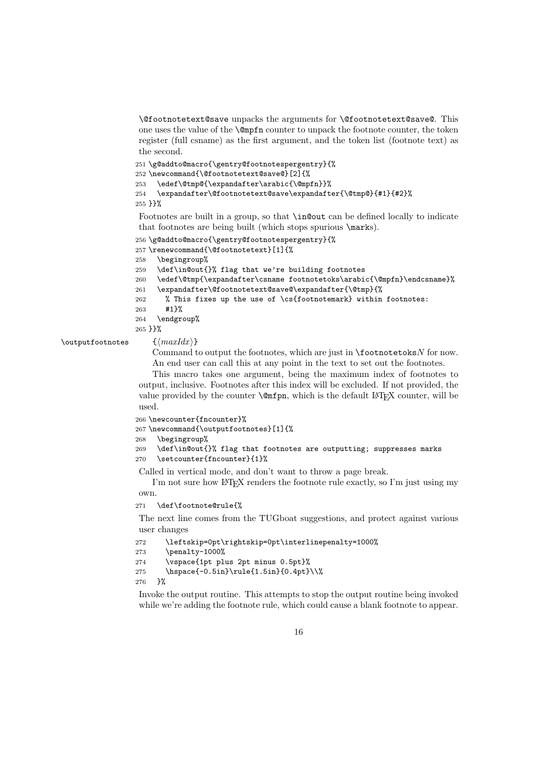\@footnotetext@save unpacks the arguments for \@footnotetext@save@. This one uses the value of the \@mpfn counter to unpack the footnote counter, the token register (full csname) as the first argument, and the token list (footnote text) as the second.

```
251 \g@addto@macro{\gentry@footnotespergentry}{%
252 \newcommand{\@footnotetext@save@}[2]{%
253   \edef\@tmp@{\expandafter\arabic{\@mpfn}}%
254   \expandafter\@footnotetext@save\expandafter{\@tmp@}{#1}{#2}%
255 }}%
```

Footnotes are built in a group, so that \in@out can be defined locally to indicate that footnotes are being built (which stops spurious \marks).

```
256 \g@addto@macro{\gentry@footnotespergentry}{%
257 \renewcommand{\@footnotetext}[1]{%
258   \begingroup%
259   \def\in@out{}% flag that we're building footnotes
260   \edef\@tmp{\expandafter\csname footnotetoks\arabic{\@mpfn}\endcsname}%
261   \expandafter\@footnotetext@save@\expandafter{\@tmp}{%
262     % This fixes up the use of \cs{footnotemark} within footnotes:
263     #1}%
264   \endgroup%
265 }}%
```

\outputfootnotes {⟨*maxIdx*⟩}

Command to output the footnotes, which are just in \footnotetoks*N* for now. An end user can call this at any point in the text to set out the footnotes.

This macro takes one argument, being the maximum index of footnotes to output, inclusive. Footnotes after this index will be excluded. If not provided, the value provided by the counter \@mfpn, which is the default LaTeX counter, will be used.

```
266 \newcounter{fncounter}%
267 \newcommand{\outputfootnotes}[1]{%
268   \begingroup%
269   \def\in@out{}% flag that footnotes are outputting; suppresses marks
270   \setcounter{fncounter}{1}%
```

Called in vertical mode, and don't want to throw a page break.

I'm not sure how LaTeX renders the footnote rule exactly, so I'm just using my own.

```
271   \def\footnote@rule{%
```

The next line comes from the TUGboat suggestions, and protect against various user changes

```
272     \leftskip=0pt\rightskip=0pt\interlinepenalty=1000%
273     \penalty-1000%
274     \vspace{1pt plus 2pt minus 0.5pt}%
275     \hspace{-0.5in}\rule{1.5in}{0.4pt}\\%
276   }%
```

Invoke the output routine. This attempts to stop the output routine being invoked while we're adding the footnote rule, which could cause a blank footnote to appear.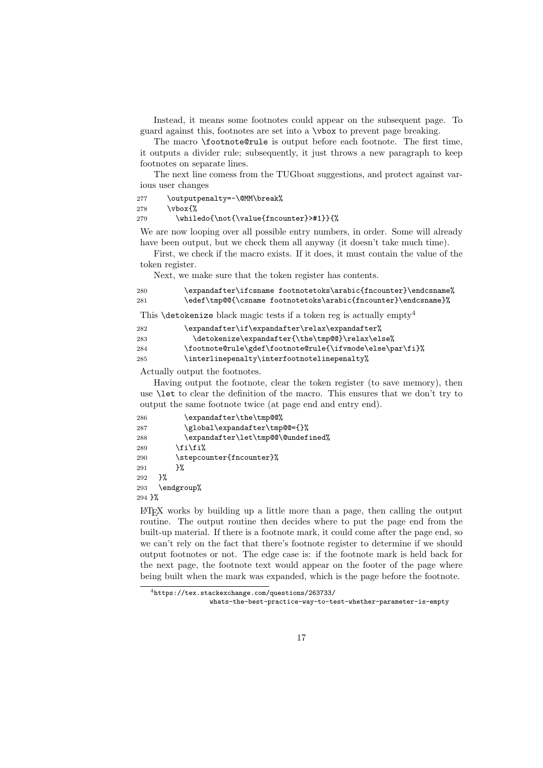Instead, it means some footnotes could appear on the subsequent page. To guard against this, footnotes are set into a \vbox to prevent page breaking.

The macro \footnote@rule is output before each footnote. The first time, it outputs a divider rule; subsequently, it just throws a new paragraph to keep footnotes on separate lines.

The next line comess from the TUGboat suggestions, and protect against various user changes

```
277     \outputpenalty=-\@MM\break%
278     \vbox{%
279       \whiledo{\not{\value{fncounter}>#1}}{%
```

We are now looping over all possible entry numbers, in order. Some will already have been output, but we check them all anyway (it doesn't take much time).

First, we check if the macro exists. If it does, it must contain the value of the token register.

Next, we make sure that the token register has contents.

```
280         \expandafter\ifcsname footnotetoks\arabic{fncounter}\endcsname%
281         \edef\tmp@@{\csname footnotetoks\arabic{fncounter}\endcsname}%
```

This \detokenize black magic tests if a token reg is actually empty[4]

```
282         \expandafter\if\expandafter\relax\expandafter%
283           \detokenize\expandafter{\the\tmp@@}\relax\else%
284         \footnote@rule\gdef\footnote@rule{\ifvmode\else\par\fi}%
285         \interlinepenalty\interfootnotelinepenalty%
```

Actually output the footnotes.

Having output the footnote, clear the token register (to save memory), then use \let to clear the definition of the macro. This ensures that we don't try to output the same footnote twice (at page end and entry end).

```
286         \expandafter\the\tmp@@%
287         \global\expandafter\tmp@@={}%
288         \expandafter\let\tmp@@\@undefined%
289       \fi\fi%
290       \stepcounter{fncounter}%
291       }%
292   }%
293   \endgroup%
294 }%
```

LaTeX works by building up a little more than a page, then calling the output routine. The output routine then decides where to put the page end from the built-up material. If there is a footnote mark, it could come after the page end, so we can't rely on the fact that there's footnote register to determine if we should output footnotes or not. The edge case is: if the footnote mark is held back for the next page, the footnote text would appear on the footer of the page where being built when the mark was expanded, which is the page before the footnote.

[4] https://tex.stackexchange.com/questions/263733/whats-the-best-practice-way-to-test-whether-parameter-is-empty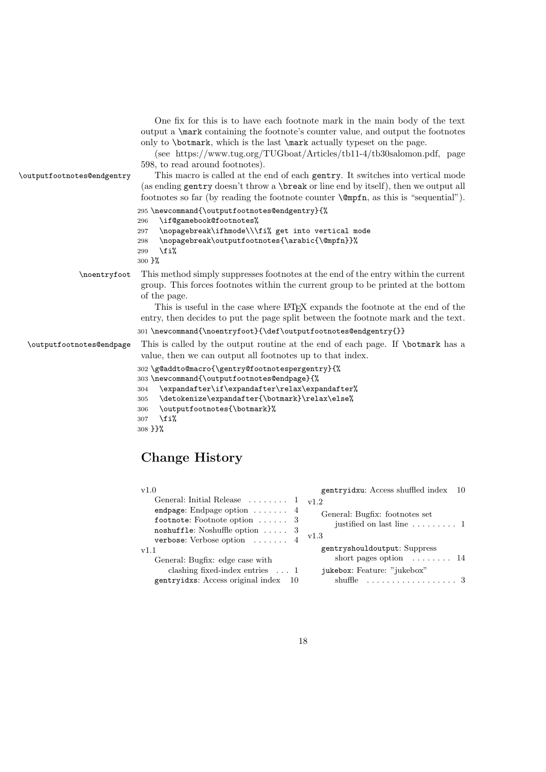One fix for this is to have each footnote mark in the main body of the text output a `\mark` containing the footnote's counter value, and output the footnotes only to `\botmark`, which is the last `\mark` actually typeset on the page.

(see https://www.tug.org/TUGboat/Articles/tb11-4/tb30salomon.pdf, page 598, to read around footnotes).

`\outputfootnotes@endgentry` This macro is called at the end of each `gentry`. It switches into vertical mode (as ending `gentry` doesn't throw a `\break` or line end by itself), then we output all footnotes so far (by reading the footnote counter `\@mpfn`, as this is "sequential").

```
295 \newcommand{\outputfootnotes@endgentry}{%
296   \if@gamebook@footnotes%
297   \nopagebreak\ifhmode\\\fi% get into vertical mode
298   \nopagebreak\outputfootnotes{\arabic{\@mpfn}}%
299   \fi%
300 }%
```

`\noentryfoot` This method simply suppresses footnotes at the end of the entry within the current group. This forces footnotes within the current group to be printed at the bottom of the page.

This is useful in the case where LaTeX expands the footnote at the end of the entry, then decides to put the page split between the footnote mark and the text.

```
301 \newcommand{\noentryfoot}{\def\outputfootnotes@endgentry{}}
```

`\outputfootnotes@endpage` This is called by the output routine at the end of each page. If `\botmark` has a value, then we can output all footnotes up to that index.

```
302 \g@addto@macro{\gentry@footnotespergentry}{%
303 \newcommand{\outputfootnotes@endpage}{%
304   \expandafter\if\expandafter\relax\expandafter%
305   \detokenize\expandafter{\botmark}\relax\else%
306   \outputfootnotes{\botmark}%
307   \fi%
308 }}%
```

## Change History

v1.0
- General: Initial Release . . . . . . . . 1
- `endpage`: Endpage option . . . . . . . 4
- `footnote`: Footnote option . . . . . . 3
- `noshuffle`: Noshuffle option . . . . . 3
- `verbose`: Verbose option . . . . . . . 4

v1.1
- General: Bugfix: edge case with clashing fixed-index entries . . . 1
- `gentryidxs`: Access original index 10
- `gentryidxu`: Access shuffled index 10

v1.2
- General: Bugfix: footnotes set justified on last line . . . . . . . . . 1

v1.3
- `gentryshouldoutput`: Suppress short pages option . . . . . . . . 14
- `jukebox`: Feature: "jukebox" shuffle . . . . . . . . . . . . . . . . . . 3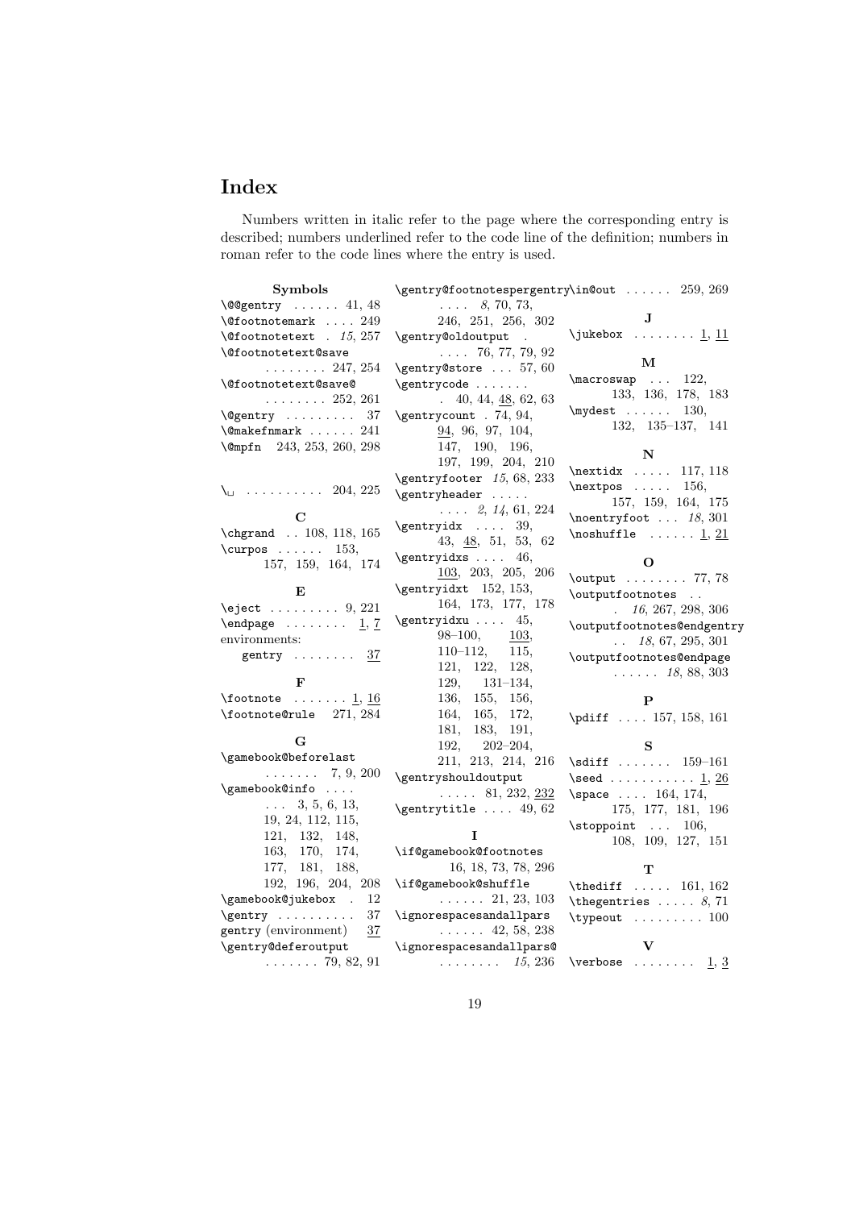# Index

Numbers written in italic refer to the page where the corresponding entry is described; numbers underlined refer to the code line of the definition; numbers in roman refer to the code lines where the entry is used.

**Symbols**

\@@gentry . . . . . . 41, 48
\@footnotemark . . . . 249
\@footnotetext . *15*, 257
\@footnotetext@save . . . . . . . . 247, 254
\@footnotetext@save@ . . . . . . . . 252, 261
\@gentry . . . . . . . . . 37
\@makefnmark . . . . . . 241
\@mpfn 243, 253, 260, 298

\␣ . . . . . . . . . . 204, 225

**C**

\chgrand . . 108, 118, 165
\curpos . . . . . . 153, 157, 159, 164, 174

**E**

\eject . . . . . . . . . 9, 221
\endpage . . . . . . . . 1, 7
environments:
  gentry . . . . . . . . 37

**F**

\footnote . . . . . . . 1, 16
\footnote@rule 271, 284

**G**

\gamebook@beforelast . . . . . . . 7, 9, 200
\gamebook@info . . . . . . . 3, 5, 6, 13, 19, 24, 112, 115, 121, 132, 148, 163, 170, 174, 177, 181, 188, 192, 196, 204, 208
\gamebook@jukebox . 12
\gentry . . . . . . . . . . 37
gentry (environment) 37
\gentry@deferoutput . . . . . . . 79, 82, 91
\gentry@footnotespergentry . . . . 8, 70, 73, 246, 251, 256, 302
\gentry@oldoutput . . . . . 76, 77, 79, 92
\gentry@store . . . 57, 60
\gentrycode . . . . . . . . 40, 44, 48, 62, 63
\gentrycount . 74, 94, 94, 96, 97, 104, 147, 190, 196, 197, 199, 204, 210
\gentryfooter *15*, 68, 233
\gentryheader . . . . . . . . *2*, *14*, 61, 224
\gentryidx . . . . 39, 43, 48, 51, 53, 62
\gentryidxs . . . . 46, 103, 203, 205, 206
\gentryidxt 152, 153, 164, 173, 177, 178
\gentryidxu . . . . 45, 98–100, 103, 110–112, 115, 121, 122, 128, 129, 131–134, 136, 155, 156, 164, 165, 172, 181, 183, 191, 192, 202–204, 211, 213, 214, 216
\gentryshouldoutput . . . . . 81, 232, 232
\gentrytitle . . . . 49, 62

**I**

\if@gamebook@footnotes 16, 18, 73, 78, 296
\if@gamebook@shuffle . . . . . . 21, 23, 103
\ignorespacesandallpars . . . . . . 42, 58, 238
\ignorespacesandallpars@ . . . . . . . . *15*, 236
\in@out . . . . . . 259, 269

**J**

\jukebox . . . . . . . . 1, 11

**M**

\macroswap . . . 122, 133, 136, 178, 183
\mydest . . . . . . 130, 132, 135–137, 141

**N**

\nextidx . . . . . 117, 118
\nextpos . . . . . 156, 157, 159, 164, 175
\noentryfoot . . . *18*, 301
\noshuffle . . . . . . 1, 21

**O**

\output . . . . . . . . 77, 78
\outputfootnotes . . . *16*, 267, 298, 306
\outputfootnotes@endgentry . . *18*, 67, 295, 301
\outputfootnotes@endpage . . . . . . *18*, 88, 303

**P**

\pdiff . . . . 157, 158, 161

**S**

\sdiff . . . . . . . 159–161
\seed . . . . . . . . . . . 1, 26
\space . . . . 164, 174, 175, 177, 181, 196
\stoppoint . . . 106, 108, 109, 127, 151

**T**

\thediff . . . . . 161, 162
\thegentries . . . . . *8*, 71
\typeout . . . . . . . . . 100

**V**

\verbose . . . . . . . . 1, 3